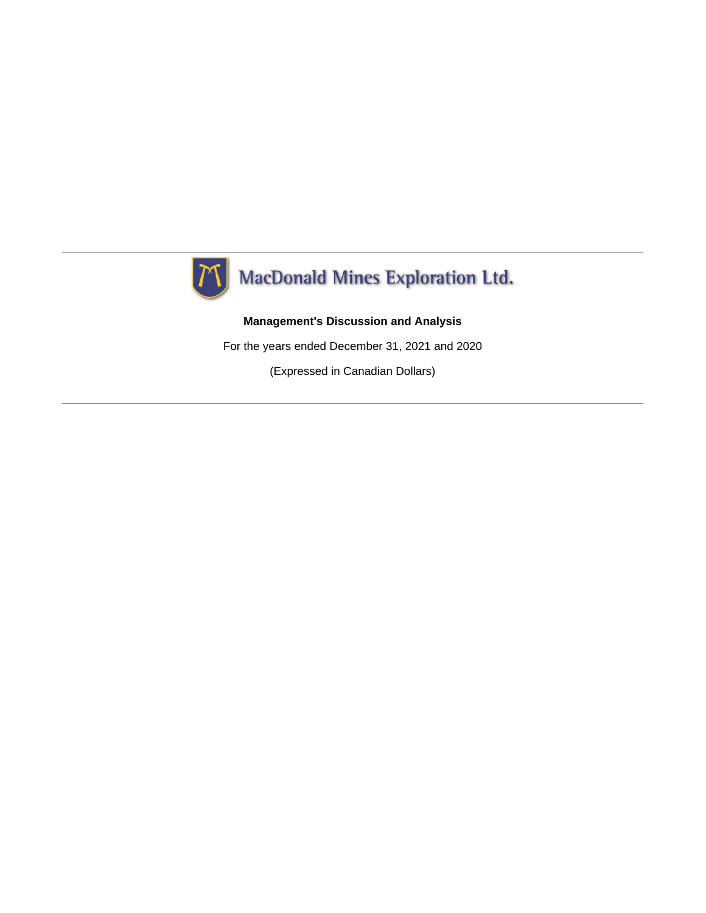# MacDonald Mines Exploration Ltd.

**Management's Discussion and Analysis**

For the years ended December 31, 2021 and 2020

(Expressed in Canadian Dollars)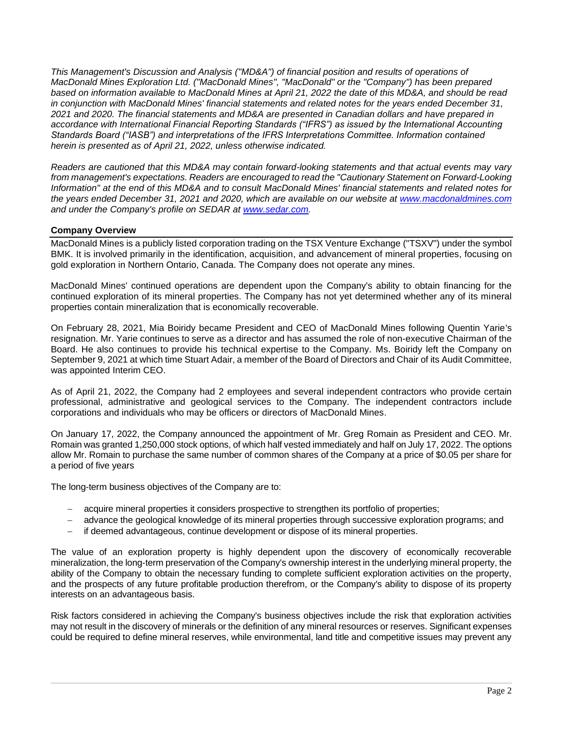*This Management's Discussion and Analysis ("MD&A") of financial position and results of operations of MacDonald Mines Exploration Ltd. ("MacDonald Mines", "MacDonald" or the "Company") has been prepared based on information available to MacDonald Mines at April 21, 2022 the date of this MD&A, and should be read in conjunction with MacDonald Mines' financial statements and related notes for the years ended December 31, 2021 and 2020. The financial statements and MD&A are presented in Canadian dollars and have prepared in accordance with International Financial Reporting Standards ("IFRS") as issued by the International Accounting Standards Board ("IASB") and interpretations of the IFRS Interpretations Committee. Information contained herein is presented as of April 21, 2022, unless otherwise indicated.*

*Readers are cautioned that this MD&A may contain forward-looking statements and that actual events may vary from management's expectations. Readers are encouraged to read the "Cautionary Statement on Forward-Looking Information" at the end of this MD&A and to consult MacDonald Mines' financial statements and related notes for the years ended December 31, 2021 and 2020, which are available on our website at www.macdonaldmines.com and under the Company's profile on SEDAR at www.sedar.com.*

## Company Overview

MacDonald Mines is a publicly listed corporation trading on the TSX Venture Exchange ("TSXV") under the symbol BMK. It is involved primarily in the identification, acquisition, and advancement of mineral properties, focusing on gold exploration in Northern Ontario, Canada. The Company does not operate any mines.

MacDonald Mines' continued operations are dependent upon the Company's ability to obtain financing for the continued exploration of its mineral properties. The Company has not yet determined whether any of its mineral properties contain mineralization that is economically recoverable.

On February 28, 2021, Mia Boiridy became President and CEO of MacDonald Mines following Quentin Yarie's resignation. Mr. Yarie continues to serve as a director and has assumed the role of non-executive Chairman of the Board. He also continues to provide his technical expertise to the Company. Ms. Boiridy left the Company on September 9, 2021 at which time Stuart Adair, a member of the Board of Directors and Chair of its Audit Committee, was appointed Interim CEO.

As of April 21, 2022, the Company had 2 employees and several independent contractors who provide certain professional, administrative and geological services to the Company. The independent contractors include corporations and individuals who may be officers or directors of MacDonald Mines.

On January 17, 2022, the Company announced the appointment of Mr. Greg Romain as President and CEO. Mr. Romain was granted 1,250,000 stock options, of which half vested immediately and half on July 17, 2022. The options allow Mr. Romain to purchase the same number of common shares of the Company at a price of $0.05 per share for a period of five years

The long-term business objectives of the Company are to:

- acquire mineral properties it considers prospective to strengthen its portfolio of properties;
- advance the geological knowledge of its mineral properties through successive exploration programs; and
- if deemed advantageous, continue development or dispose of its mineral properties.

The value of an exploration property is highly dependent upon the discovery of economically recoverable mineralization, the long-term preservation of the Company's ownership interest in the underlying mineral property, the ability of the Company to obtain the necessary funding to complete sufficient exploration activities on the property, and the prospects of any future profitable production therefrom, or the Company's ability to dispose of its property interests on an advantageous basis.

Risk factors considered in achieving the Company's business objectives include the risk that exploration activities may not result in the discovery of minerals or the definition of any mineral resources or reserves. Significant expenses could be required to define mineral reserves, while environmental, land title and competitive issues may prevent any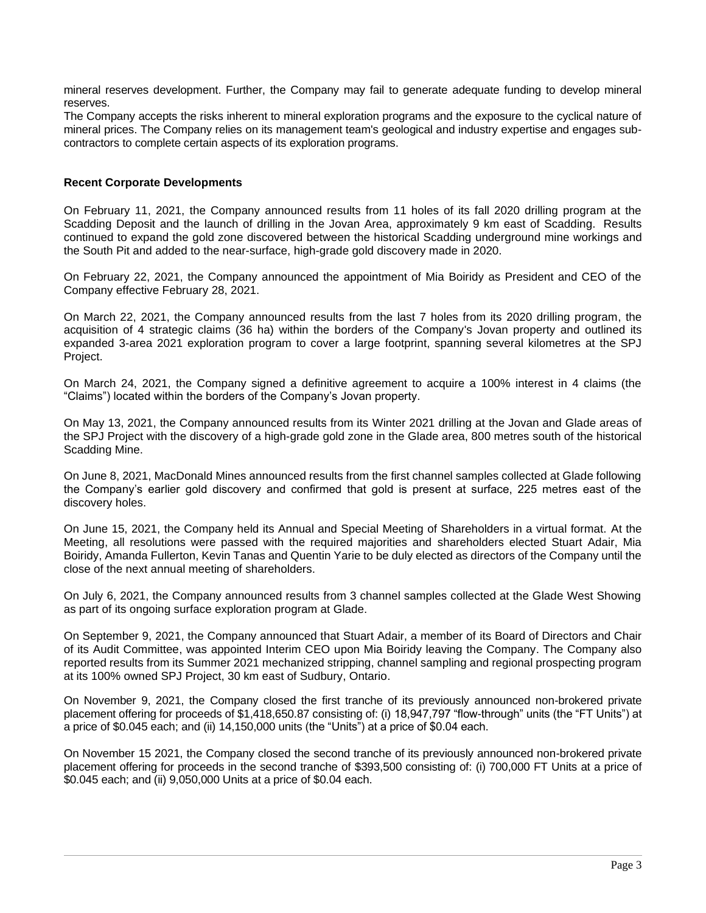mineral reserves development. Further, the Company may fail to generate adequate funding to develop mineral reserves.

The Company accepts the risks inherent to mineral exploration programs and the exposure to the cyclical nature of mineral prices. The Company relies on its management team's geological and industry expertise and engages sub-contractors to complete certain aspects of its exploration programs.

**Recent Corporate Developments**

On February 11, 2021, the Company announced results from 11 holes of its fall 2020 drilling program at the Scadding Deposit and the launch of drilling in the Jovan Area, approximately 9 km east of Scadding. Results continued to expand the gold zone discovered between the historical Scadding underground mine workings and the South Pit and added to the near-surface, high-grade gold discovery made in 2020.

On February 22, 2021, the Company announced the appointment of Mia Boiridy as President and CEO of the Company effective February 28, 2021.

On March 22, 2021, the Company announced results from the last 7 holes from its 2020 drilling program, the acquisition of 4 strategic claims (36 ha) within the borders of the Company's Jovan property and outlined its expanded 3-area 2021 exploration program to cover a large footprint, spanning several kilometres at the SPJ Project.

On March 24, 2021, the Company signed a definitive agreement to acquire a 100% interest in 4 claims (the "Claims") located within the borders of the Company's Jovan property.

On May 13, 2021, the Company announced results from its Winter 2021 drilling at the Jovan and Glade areas of the SPJ Project with the discovery of a high-grade gold zone in the Glade area, 800 metres south of the historical Scadding Mine.

On June 8, 2021, MacDonald Mines announced results from the first channel samples collected at Glade following the Company's earlier gold discovery and confirmed that gold is present at surface, 225 metres east of the discovery holes.

On June 15, 2021, the Company held its Annual and Special Meeting of Shareholders in a virtual format. At the Meeting, all resolutions were passed with the required majorities and shareholders elected Stuart Adair, Mia Boiridy, Amanda Fullerton, Kevin Tanas and Quentin Yarie to be duly elected as directors of the Company until the close of the next annual meeting of shareholders.

On July 6, 2021, the Company announced results from 3 channel samples collected at the Glade West Showing as part of its ongoing surface exploration program at Glade.

On September 9, 2021, the Company announced that Stuart Adair, a member of its Board of Directors and Chair of its Audit Committee, was appointed Interim CEO upon Mia Boiridy leaving the Company. The Company also reported results from its Summer 2021 mechanized stripping, channel sampling and regional prospecting program at its 100% owned SPJ Project, 30 km east of Sudbury, Ontario.

On November 9, 2021, the Company closed the first tranche of its previously announced non-brokered private placement offering for proceeds of $1,418,650.87 consisting of: (i) 18,947,797 "flow-through" units (the "FT Units") at a price of $0.045 each; and (ii) 14,150,000 units (the "Units") at a price of $0.04 each.

On November 15 2021, the Company closed the second tranche of its previously announced non-brokered private placement offering for proceeds in the second tranche of $393,500 consisting of: (i) 700,000 FT Units at a price of $0.045 each; and (ii) 9,050,000 Units at a price of $0.04 each.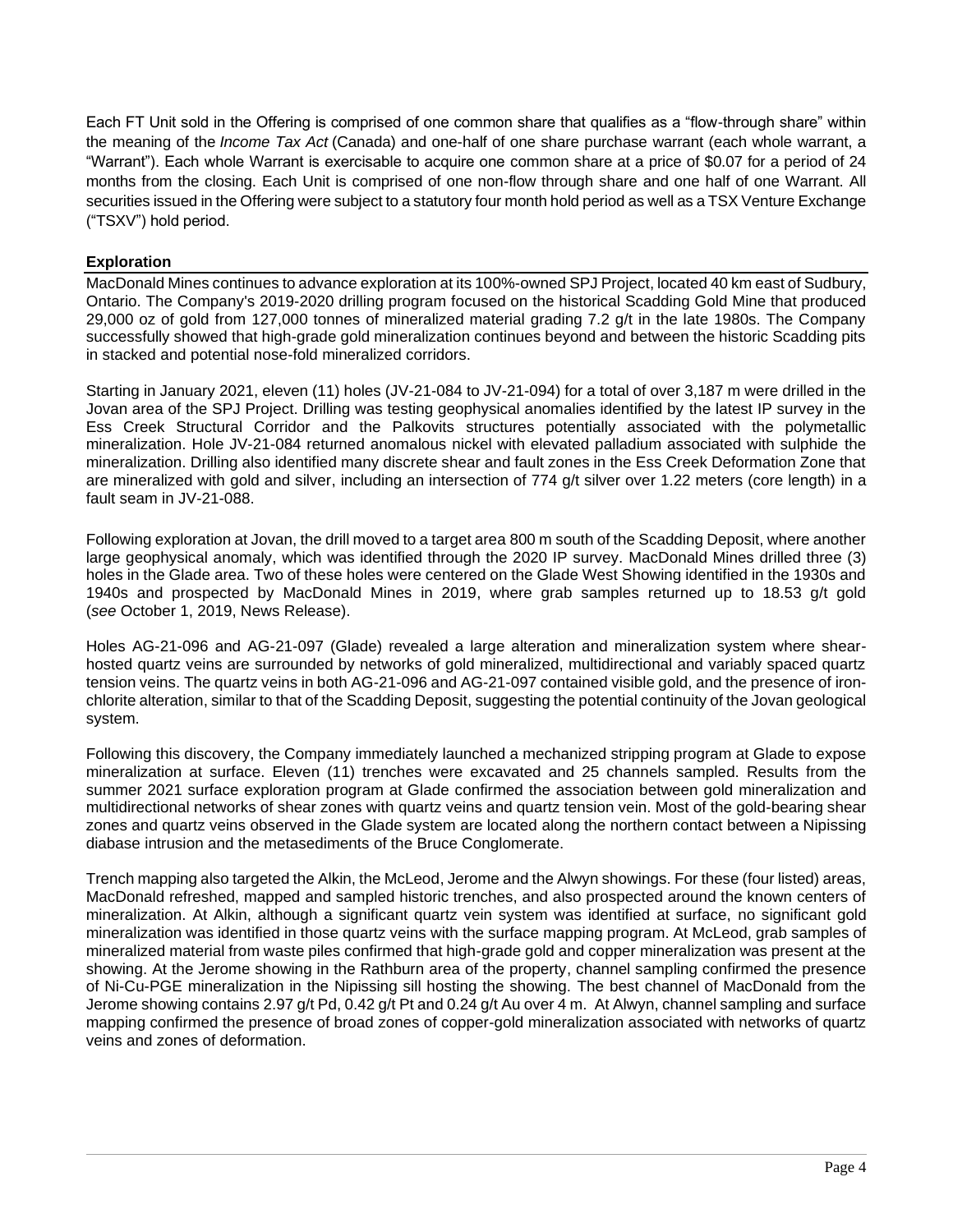Each FT Unit sold in the Offering is comprised of one common share that qualifies as a "flow-through share" within the meaning of the *Income Tax Act* (Canada) and one-half of one share purchase warrant (each whole warrant, a "Warrant"). Each whole Warrant is exercisable to acquire one common share at a price of $0.07 for a period of 24 months from the closing. Each Unit is comprised of one non-flow through share and one half of one Warrant. All securities issued in the Offering were subject to a statutory four month hold period as well as a TSX Venture Exchange ("TSXV") hold period.

**Exploration**

MacDonald Mines continues to advance exploration at its 100%-owned SPJ Project, located 40 km east of Sudbury, Ontario. The Company's 2019-2020 drilling program focused on the historical Scadding Gold Mine that produced 29,000 oz of gold from 127,000 tonnes of mineralized material grading 7.2 g/t in the late 1980s. The Company successfully showed that high-grade gold mineralization continues beyond and between the historic Scadding pits in stacked and potential nose-fold mineralized corridors.

Starting in January 2021, eleven (11) holes (JV-21-084 to JV-21-094) for a total of over 3,187 m were drilled in the Jovan area of the SPJ Project. Drilling was testing geophysical anomalies identified by the latest IP survey in the Ess Creek Structural Corridor and the Palkovits structures potentially associated with the polymetallic mineralization. Hole JV-21-084 returned anomalous nickel with elevated palladium associated with sulphide the mineralization. Drilling also identified many discrete shear and fault zones in the Ess Creek Deformation Zone that are mineralized with gold and silver, including an intersection of 774 g/t silver over 1.22 meters (core length) in a fault seam in JV-21-088.

Following exploration at Jovan, the drill moved to a target area 800 m south of the Scadding Deposit, where another large geophysical anomaly, which was identified through the 2020 IP survey. MacDonald Mines drilled three (3) holes in the Glade area. Two of these holes were centered on the Glade West Showing identified in the 1930s and 1940s and prospected by MacDonald Mines in 2019, where grab samples returned up to 18.53 g/t gold (*see* October 1, 2019, News Release).

Holes AG-21-096 and AG-21-097 (Glade) revealed a large alteration and mineralization system where shear-hosted quartz veins are surrounded by networks of gold mineralized, multidirectional and variably spaced quartz tension veins. The quartz veins in both AG-21-096 and AG-21-097 contained visible gold, and the presence of iron-chlorite alteration, similar to that of the Scadding Deposit, suggesting the potential continuity of the Jovan geological system.

Following this discovery, the Company immediately launched a mechanized stripping program at Glade to expose mineralization at surface. Eleven (11) trenches were excavated and 25 channels sampled. Results from the summer 2021 surface exploration program at Glade confirmed the association between gold mineralization and multidirectional networks of shear zones with quartz veins and quartz tension vein. Most of the gold-bearing shear zones and quartz veins observed in the Glade system are located along the northern contact between a Nipissing diabase intrusion and the metasediments of the Bruce Conglomerate.

Trench mapping also targeted the Alkin, the McLeod, Jerome and the Alwyn showings. For these (four listed) areas, MacDonald refreshed, mapped and sampled historic trenches, and also prospected around the known centers of mineralization. At Alkin, although a significant quartz vein system was identified at surface, no significant gold mineralization was identified in those quartz veins with the surface mapping program. At McLeod, grab samples of mineralized material from waste piles confirmed that high-grade gold and copper mineralization was present at the showing. At the Jerome showing in the Rathburn area of the property, channel sampling confirmed the presence of Ni-Cu-PGE mineralization in the Nipissing sill hosting the showing. The best channel of MacDonald from the Jerome showing contains 2.97 g/t Pd, 0.42 g/t Pt and 0.24 g/t Au over 4 m. At Alwyn, channel sampling and surface mapping confirmed the presence of broad zones of copper-gold mineralization associated with networks of quartz veins and zones of deformation.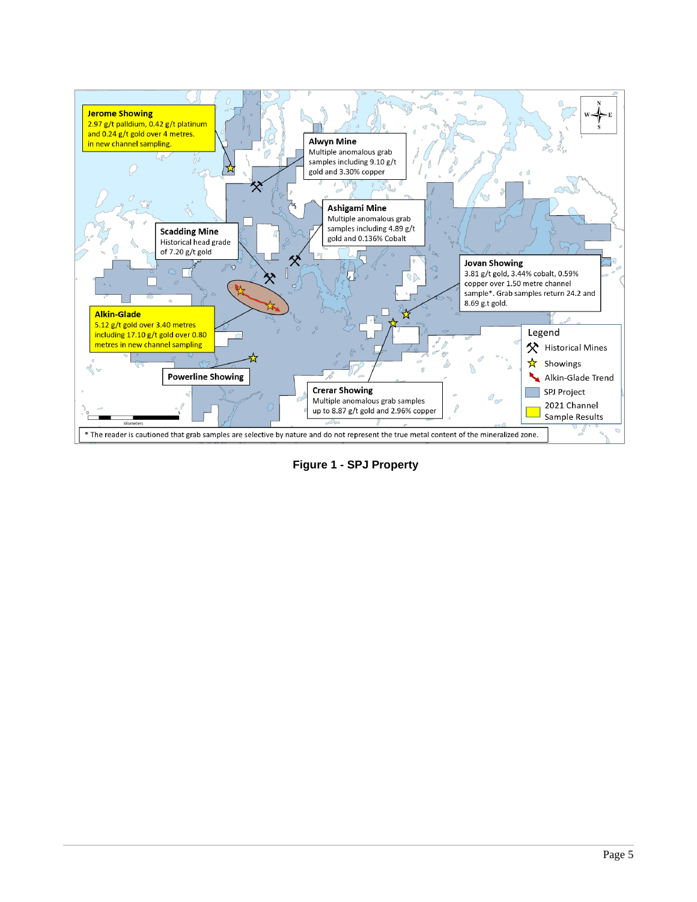**Jerome Showing**
2.97 g/t palladium, 0.42 g/t platinum and 0.24 g/t gold over 4 metres in new channel sampling.

**Alwyn Mine**
Multiple anomalous grab samples including 9.10 g/t gold and 3.30% copper

**Ashigami Mine**
Multiple anomalous grab samples including 4.89 g/t gold and 0.136% Cobalt

**Scadding Mine**
Historical head grade of 7.20 g/t gold

**Jovan Showing**
3.81 g/t gold, 3.44% cobalt, 0.59% copper over 1.50 metre channel sample*. Grab samples return 24.2 and 8.69 g.t gold.

**Alkin-Glade**
5.12 g/t gold over 3.40 metres including 17.10 g/t gold over 0.80 metres in new channel sampling

**Powerline Showing**

**Crerar Showing**
Multiple anomalous grab samples up to 8.87 g/t gold and 2.96% copper

**Legend**
- Historical Mines
- Showings
- Alkin-Glade Trend
- SPJ Project
- 2021 Channel Sample Results

\* The reader is cautioned that grab samples are selective by nature and do not represent the true metal content of the mineralized zone.

**Figure 1 - SPJ Property**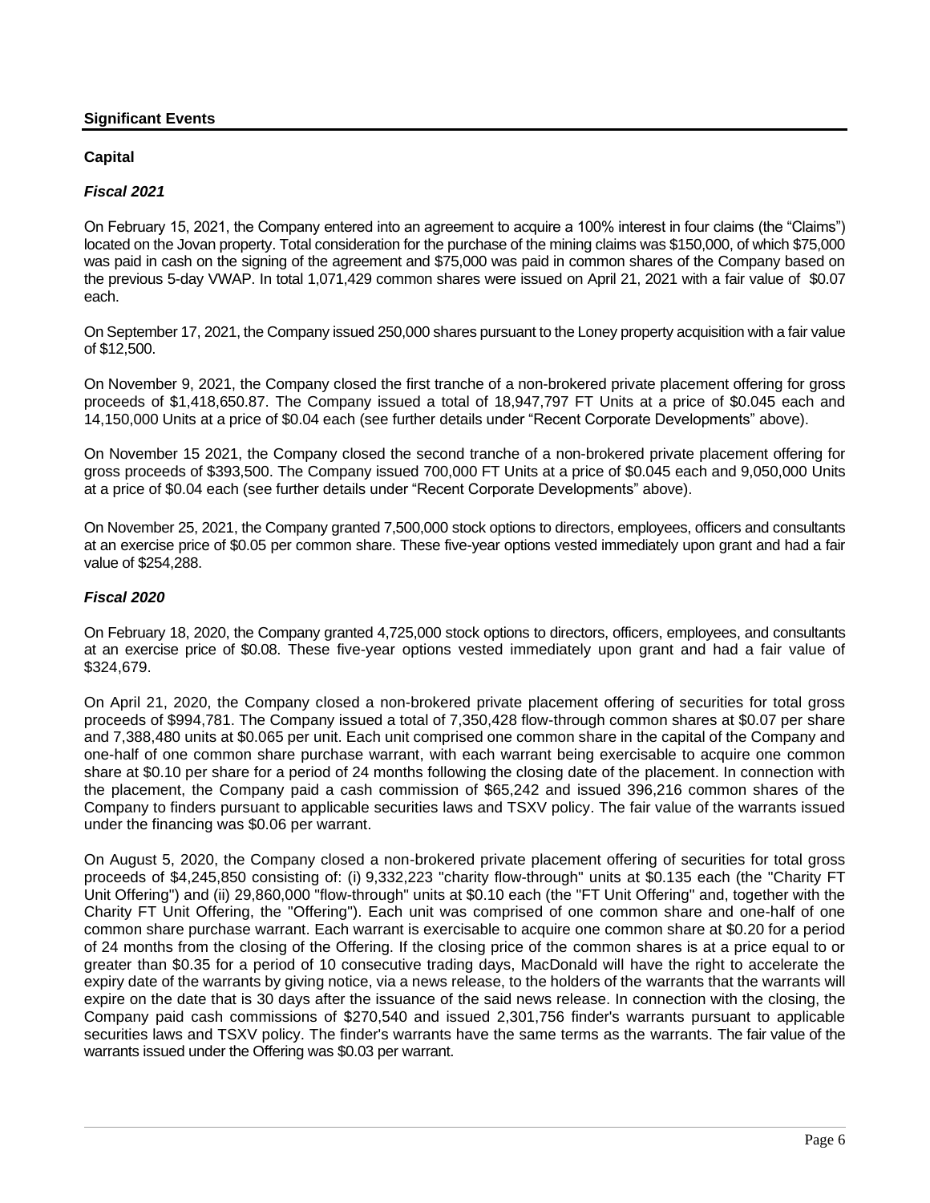## Significant Events

### Capital

#### *Fiscal 2021*

On February 15, 2021, the Company entered into an agreement to acquire a 100% interest in four claims (the "Claims") located on the Jovan property. Total consideration for the purchase of the mining claims was $150,000, of which $75,000 was paid in cash on the signing of the agreement and $75,000 was paid in common shares of the Company based on the previous 5-day VWAP. In total 1,071,429 common shares were issued on April 21, 2021 with a fair value of $0.07 each.

On September 17, 2021, the Company issued 250,000 shares pursuant to the Loney property acquisition with a fair value of $12,500.

On November 9, 2021, the Company closed the first tranche of a non-brokered private placement offering for gross proceeds of $1,418,650.87. The Company issued a total of 18,947,797 FT Units at a price of $0.045 each and 14,150,000 Units at a price of $0.04 each (see further details under "Recent Corporate Developments" above).

On November 15 2021, the Company closed the second tranche of a non-brokered private placement offering for gross proceeds of $393,500. The Company issued 700,000 FT Units at a price of $0.045 each and 9,050,000 Units at a price of $0.04 each (see further details under "Recent Corporate Developments" above).

On November 25, 2021, the Company granted 7,500,000 stock options to directors, employees, officers and consultants at an exercise price of $0.05 per common share. These five-year options vested immediately upon grant and had a fair value of $254,288.

#### *Fiscal 2020*

On February 18, 2020, the Company granted 4,725,000 stock options to directors, officers, employees, and consultants at an exercise price of $0.08. These five-year options vested immediately upon grant and had a fair value of $324,679.

On April 21, 2020, the Company closed a non-brokered private placement offering of securities for total gross proceeds of $994,781. The Company issued a total of 7,350,428 flow-through common shares at $0.07 per share and 7,388,480 units at $0.065 per unit. Each unit comprised one common share in the capital of the Company and one-half of one common share purchase warrant, with each warrant being exercisable to acquire one common share at $0.10 per share for a period of 24 months following the closing date of the placement. In connection with the placement, the Company paid a cash commission of $65,242 and issued 396,216 common shares of the Company to finders pursuant to applicable securities laws and TSXV policy. The fair value of the warrants issued under the financing was $0.06 per warrant.

On August 5, 2020, the Company closed a non-brokered private placement offering of securities for total gross proceeds of $4,245,850 consisting of: (i) 9,332,223 "charity flow-through" units at $0.135 each (the "Charity FT Unit Offering") and (ii) 29,860,000 "flow-through" units at $0.10 each (the "FT Unit Offering" and, together with the Charity FT Unit Offering, the "Offering"). Each unit was comprised of one common share and one-half of one common share purchase warrant. Each warrant is exercisable to acquire one common share at $0.20 for a period of 24 months from the closing of the Offering. If the closing price of the common shares is at a price equal to or greater than $0.35 for a period of 10 consecutive trading days, MacDonald will have the right to accelerate the expiry date of the warrants by giving notice, via a news release, to the holders of the warrants that the warrants will expire on the date that is 30 days after the issuance of the said news release. In connection with the closing, the Company paid cash commissions of $270,540 and issued 2,301,756 finder's warrants pursuant to applicable securities laws and TSXV policy. The finder's warrants have the same terms as the warrants. The fair value of the warrants issued under the Offering was $0.03 per warrant.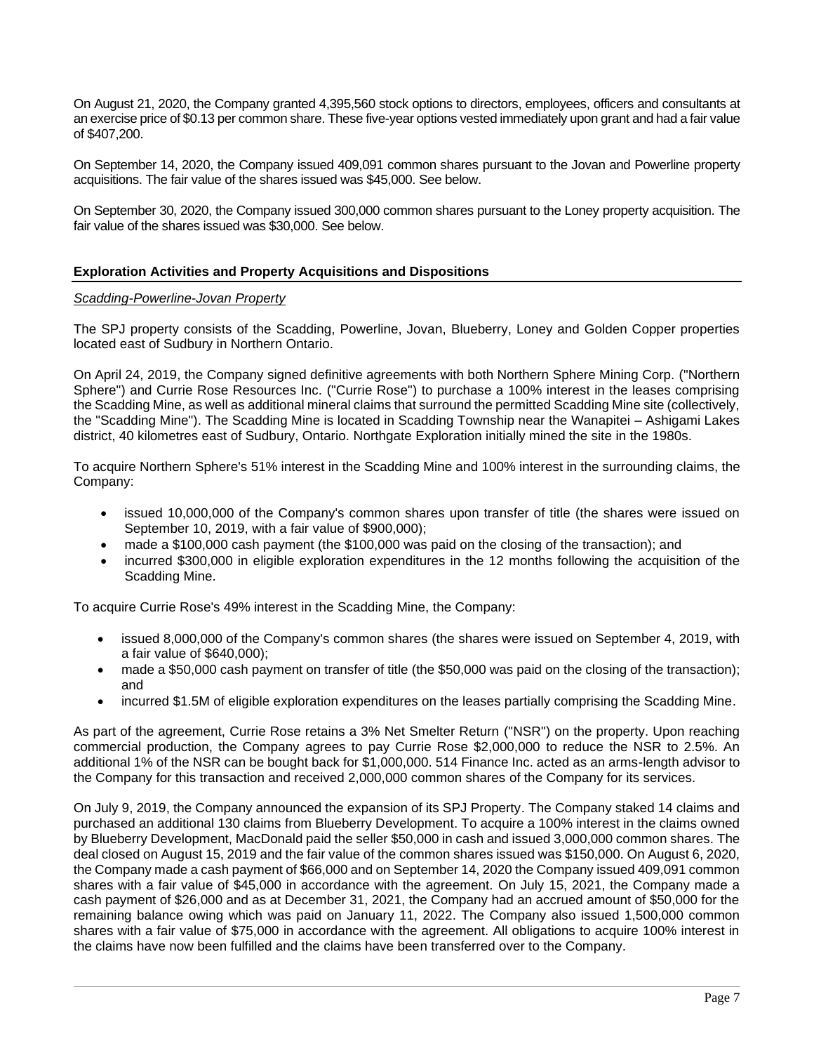On August 21, 2020, the Company granted 4,395,560 stock options to directors, employees, officers and consultants at an exercise price of $0.13 per common share. These five-year options vested immediately upon grant and had a fair value of $407,200.

On September 14, 2020, the Company issued 409,091 common shares pursuant to the Jovan and Powerline property acquisitions. The fair value of the shares issued was $45,000. See below.

On September 30, 2020, the Company issued 300,000 common shares pursuant to the Loney property acquisition. The fair value of the shares issued was $30,000. See below.

## Exploration Activities and Property Acquisitions and Dispositions

*Scadding-Powerline-Jovan Property*

The SPJ property consists of the Scadding, Powerline, Jovan, Blueberry, Loney and Golden Copper properties located east of Sudbury in Northern Ontario.

On April 24, 2019, the Company signed definitive agreements with both Northern Sphere Mining Corp. ("Northern Sphere") and Currie Rose Resources Inc. ("Currie Rose") to purchase a 100% interest in the leases comprising the Scadding Mine, as well as additional mineral claims that surround the permitted Scadding Mine site (collectively, the "Scadding Mine"). The Scadding Mine is located in Scadding Township near the Wanapitei – Ashigami Lakes district, 40 kilometres east of Sudbury, Ontario. Northgate Exploration initially mined the site in the 1980s.

To acquire Northern Sphere's 51% interest in the Scadding Mine and 100% interest in the surrounding claims, the Company:

- issued 10,000,000 of the Company's common shares upon transfer of title (the shares were issued on September 10, 2019, with a fair value of $900,000);
- made a $100,000 cash payment (the $100,000 was paid on the closing of the transaction); and
- incurred $300,000 in eligible exploration expenditures in the 12 months following the acquisition of the Scadding Mine.

To acquire Currie Rose's 49% interest in the Scadding Mine, the Company:

- issued 8,000,000 of the Company's common shares (the shares were issued on September 4, 2019, with a fair value of $640,000);
- made a $50,000 cash payment on transfer of title (the $50,000 was paid on the closing of the transaction); and
- incurred $1.5M of eligible exploration expenditures on the leases partially comprising the Scadding Mine.

As part of the agreement, Currie Rose retains a 3% Net Smelter Return ("NSR") on the property. Upon reaching commercial production, the Company agrees to pay Currie Rose $2,000,000 to reduce the NSR to 2.5%. An additional 1% of the NSR can be bought back for $1,000,000. 514 Finance Inc. acted as an arms-length advisor to the Company for this transaction and received 2,000,000 common shares of the Company for its services.

On July 9, 2019, the Company announced the expansion of its SPJ Property. The Company staked 14 claims and purchased an additional 130 claims from Blueberry Development. To acquire a 100% interest in the claims owned by Blueberry Development, MacDonald paid the seller $50,000 in cash and issued 3,000,000 common shares. The deal closed on August 15, 2019 and the fair value of the common shares issued was $150,000. On August 6, 2020, the Company made a cash payment of $66,000 and on September 14, 2020 the Company issued 409,091 common shares with a fair value of $45,000 in accordance with the agreement. On July 15, 2021, the Company made a cash payment of $26,000 and as at December 31, 2021, the Company had an accrued amount of $50,000 for the remaining balance owing which was paid on January 11, 2022. The Company also issued 1,500,000 common shares with a fair value of $75,000 in accordance with the agreement. All obligations to acquire 100% interest in the claims have now been fulfilled and the claims have been transferred over to the Company.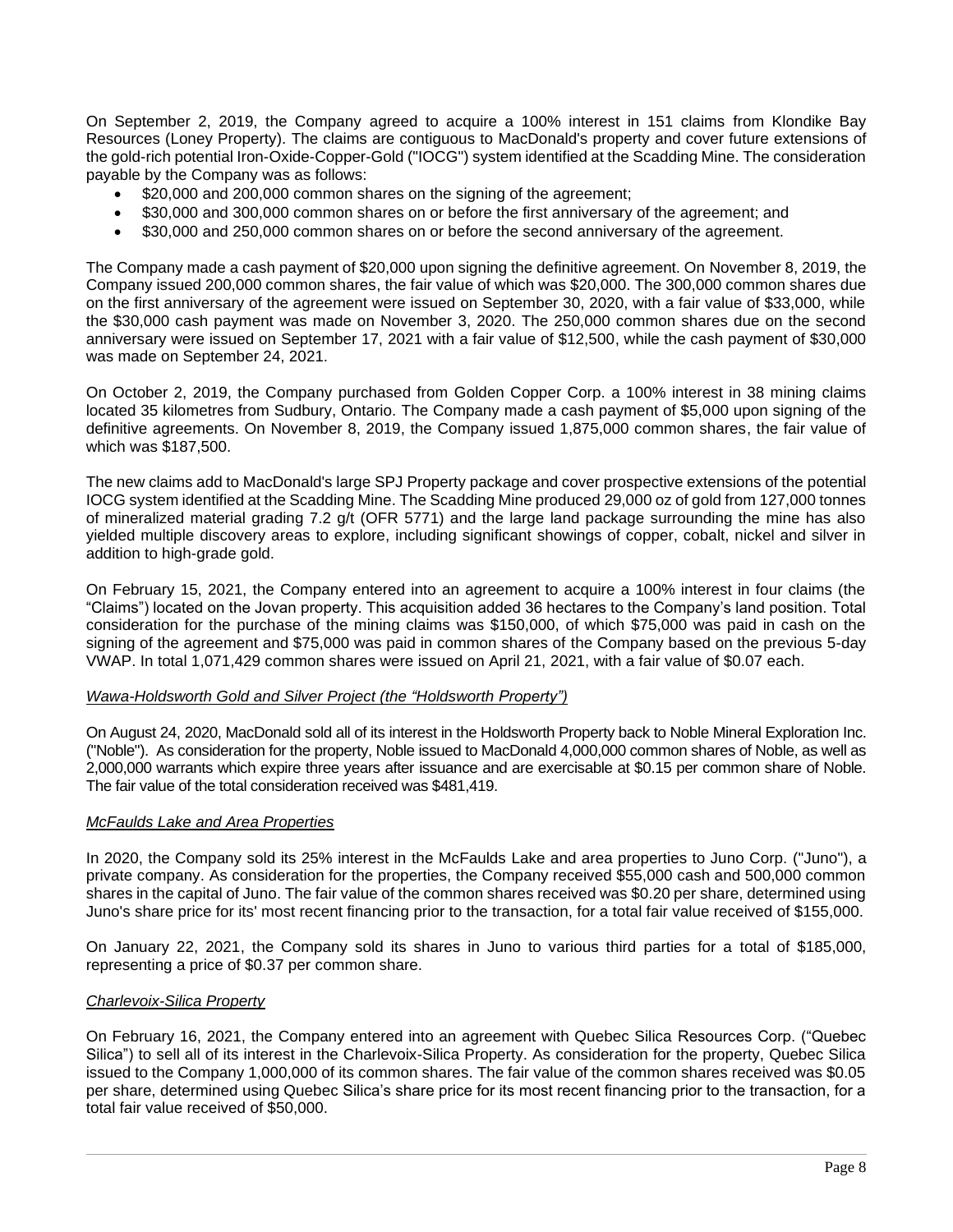On September 2, 2019, the Company agreed to acquire a 100% interest in 151 claims from Klondike Bay Resources (Loney Property). The claims are contiguous to MacDonald's property and cover future extensions of the gold-rich potential Iron-Oxide-Copper-Gold ("IOCG") system identified at the Scadding Mine. The consideration payable by the Company was as follows:

- $20,000 and 200,000 common shares on the signing of the agreement;
- $30,000 and 300,000 common shares on or before the first anniversary of the agreement; and
- $30,000 and 250,000 common shares on or before the second anniversary of the agreement.

The Company made a cash payment of $20,000 upon signing the definitive agreement. On November 8, 2019, the Company issued 200,000 common shares, the fair value of which was $20,000. The 300,000 common shares due on the first anniversary of the agreement were issued on September 30, 2020, with a fair value of $33,000, while the $30,000 cash payment was made on November 3, 2020. The 250,000 common shares due on the second anniversary were issued on September 17, 2021 with a fair value of $12,500, while the cash payment of $30,000 was made on September 24, 2021.

On October 2, 2019, the Company purchased from Golden Copper Corp. a 100% interest in 38 mining claims located 35 kilometres from Sudbury, Ontario. The Company made a cash payment of $5,000 upon signing of the definitive agreements. On November 8, 2019, the Company issued 1,875,000 common shares, the fair value of which was $187,500.

The new claims add to MacDonald's large SPJ Property package and cover prospective extensions of the potential IOCG system identified at the Scadding Mine. The Scadding Mine produced 29,000 oz of gold from 127,000 tonnes of mineralized material grading 7.2 g/t (OFR 5771) and the large land package surrounding the mine has also yielded multiple discovery areas to explore, including significant showings of copper, cobalt, nickel and silver in addition to high-grade gold.

On February 15, 2021, the Company entered into an agreement to acquire a 100% interest in four claims (the "Claims") located on the Jovan property. This acquisition added 36 hectares to the Company's land position. Total consideration for the purchase of the mining claims was $150,000, of which $75,000 was paid in cash on the signing of the agreement and $75,000 was paid in common shares of the Company based on the previous 5-day VWAP. In total 1,071,429 common shares were issued on April 21, 2021, with a fair value of $0.07 each.

*Wawa-Holdsworth Gold and Silver Project (the "Holdsworth Property")*

On August 24, 2020, MacDonald sold all of its interest in the Holdsworth Property back to Noble Mineral Exploration Inc. ("Noble"). As consideration for the property, Noble issued to MacDonald 4,000,000 common shares of Noble, as well as 2,000,000 warrants which expire three years after issuance and are exercisable at $0.15 per common share of Noble. The fair value of the total consideration received was $481,419.

*McFaulds Lake and Area Properties*

In 2020, the Company sold its 25% interest in the McFaulds Lake and area properties to Juno Corp. ("Juno"), a private company. As consideration for the properties, the Company received $55,000 cash and 500,000 common shares in the capital of Juno. The fair value of the common shares received was $0.20 per share, determined using Juno's share price for its' most recent financing prior to the transaction, for a total fair value received of $155,000.

On January 22, 2021, the Company sold its shares in Juno to various third parties for a total of $185,000, representing a price of $0.37 per common share.

*Charlevoix-Silica Property*

On February 16, 2021, the Company entered into an agreement with Quebec Silica Resources Corp. ("Quebec Silica") to sell all of its interest in the Charlevoix-Silica Property. As consideration for the property, Quebec Silica issued to the Company 1,000,000 of its common shares. The fair value of the common shares received was $0.05 per share, determined using Quebec Silica's share price for its most recent financing prior to the transaction, for a total fair value received of $50,000.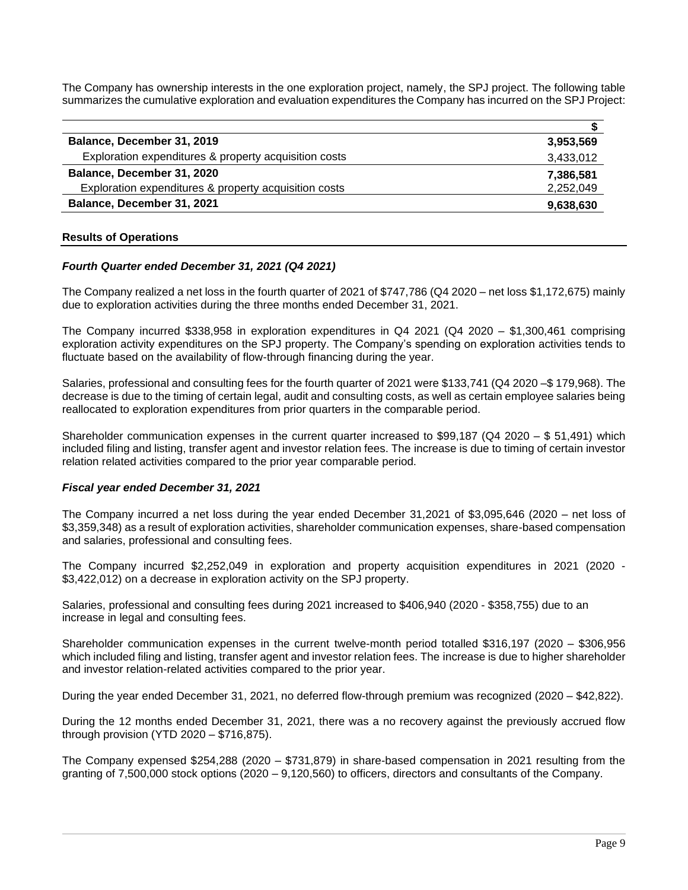The Company has ownership interests in the one exploration project, namely, the SPJ project. The following table summarizes the cumulative exploration and evaluation expenditures the Company has incurred on the SPJ Project:

| | $ |
|---|---|
| **Balance, December 31, 2019** | **3,953,569** |
| Exploration expenditures & property acquisition costs | 3,433,012 |
| **Balance, December 31, 2020** | **7,386,581** |
| Exploration expenditures & property acquisition costs | 2,252,049 |
| **Balance, December 31, 2021** | **9,638,630** |

## Results of Operations

### *Fourth Quarter ended December 31, 2021 (Q4 2021)*

The Company realized a net loss in the fourth quarter of 2021 of $747,786 (Q4 2020 – net loss $1,172,675) mainly due to exploration activities during the three months ended December 31, 2021.

The Company incurred $338,958 in exploration expenditures in Q4 2021 (Q4 2020 – $1,300,461 comprising exploration activity expenditures on the SPJ property. The Company's spending on exploration activities tends to fluctuate based on the availability of flow-through financing during the year.

Salaries, professional and consulting fees for the fourth quarter of 2021 were $133,741 (Q4 2020 –$ 179,968). The decrease is due to the timing of certain legal, audit and consulting costs, as well as certain employee salaries being reallocated to exploration expenditures from prior quarters in the comparable period.

Shareholder communication expenses in the current quarter increased to $99,187 (Q4 2020 – $ 51,491) which included filing and listing, transfer agent and investor relation fees. The increase is due to timing of certain investor relation related activities compared to the prior year comparable period.

### *Fiscal year ended December 31, 2021*

The Company incurred a net loss during the year ended December 31,2021 of $3,095,646 (2020 – net loss of $3,359,348) as a result of exploration activities, shareholder communication expenses, share-based compensation and salaries, professional and consulting fees.

The Company incurred $2,252,049 in exploration and property acquisition expenditures in 2021 (2020 - $3,422,012) on a decrease in exploration activity on the SPJ property.

Salaries, professional and consulting fees during 2021 increased to $406,940 (2020 - $358,755) due to an increase in legal and consulting fees.

Shareholder communication expenses in the current twelve-month period totalled $316,197 (2020 – $306,956 which included filing and listing, transfer agent and investor relation fees. The increase is due to higher shareholder and investor relation-related activities compared to the prior year.

During the year ended December 31, 2021, no deferred flow-through premium was recognized (2020 – $42,822).

During the 12 months ended December 31, 2021, there was a no recovery against the previously accrued flow through provision (YTD 2020 – $716,875).

The Company expensed $254,288 (2020 – $731,879) in share-based compensation in 2021 resulting from the granting of 7,500,000 stock options (2020 – 9,120,560) to officers, directors and consultants of the Company.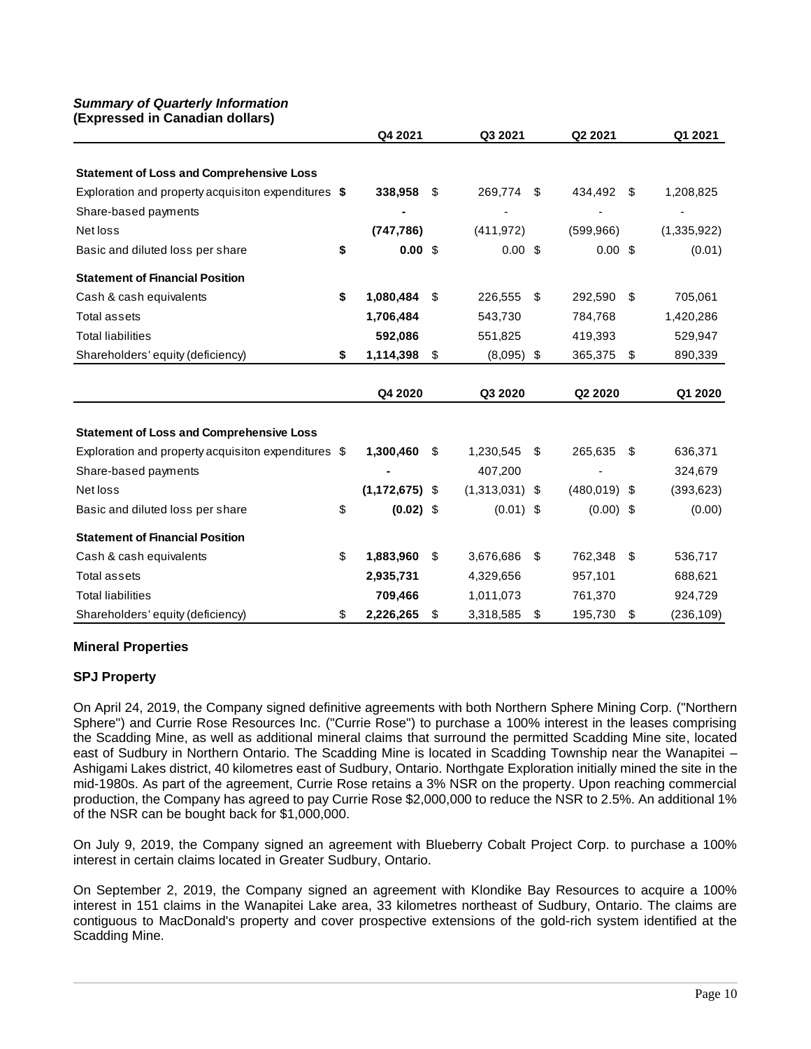***Summary of Quarterly Information***
**(Expressed in Canadian dollars)**

| | Q4 2021 | Q3 2021 | Q2 2021 | Q1 2021 |
|---|---|---|---|---|
| **Statement of Loss and Comprehensive Loss** | | | | |
| Exploration and property acquisiton expenditures | **$ 338,958** | $ 269,774 | $ 434,492 | $ 1,208,825 |
| Share-based payments | **-** | - | - | - |
| Net loss | **(747,786)** | (411,972) | (599,966) | (1,335,922) |
| Basic and diluted loss per share | **$ 0.00** | $ 0.00 | $ 0.00 | $ (0.01) |
| **Statement of Financial Position** | | | | |
| Cash & cash equivalents | **$ 1,080,484** | $ 226,555 | $ 292,590 | $ 705,061 |
| Total assets | **1,706,484** | 543,730 | 784,768 | 1,420,286 |
| Total liabilities | **592,086** | 551,825 | 419,393 | 529,947 |
| Shareholders' equity (deficiency) | **$ 1,114,398** | $ (8,095) | $ 365,375 | $ 890,339 |

| | Q4 2020 | Q3 2020 | Q2 2020 | Q1 2020 |
|---|---|---|---|---|
| **Statement of Loss and Comprehensive Loss** | | | | |
| Exploration and property acquisiton expenditures | $ **1,300,460** | $ 1,230,545 | $ 265,635 | $ 636,371 |
| Share-based payments | **-** | 407,200 | - | 324,679 |
| Net loss | **(1,172,675)** | $ (1,313,031) | $ (480,019) | $ (393,623) |
| Basic and diluted loss per share | $ **(0.02)** | $ (0.01) | $ (0.00) | $ (0.00) |
| **Statement of Financial Position** | | | | |
| Cash & cash equivalents | $ **1,883,960** | $ 3,676,686 | $ 762,348 | $ 536,717 |
| Total assets | **2,935,731** | 4,329,656 | 957,101 | 688,621 |
| Total liabilities | **709,466** | 1,011,073 | 761,370 | 924,729 |
| Shareholders' equity (deficiency) | $ **2,226,265** | $ 3,318,585 | $ 195,730 | $ (236,109) |

## Mineral Properties

### SPJ Property

On April 24, 2019, the Company signed definitive agreements with both Northern Sphere Mining Corp. ("Northern Sphere") and Currie Rose Resources Inc. ("Currie Rose") to purchase a 100% interest in the leases comprising the Scadding Mine, as well as additional mineral claims that surround the permitted Scadding Mine site, located east of Sudbury in Northern Ontario. The Scadding Mine is located in Scadding Township near the Wanapitei – Ashigami Lakes district, 40 kilometres east of Sudbury, Ontario. Northgate Exploration initially mined the site in the mid-1980s. As part of the agreement, Currie Rose retains a 3% NSR on the property. Upon reaching commercial production, the Company has agreed to pay Currie Rose $2,000,000 to reduce the NSR to 2.5%. An additional 1% of the NSR can be bought back for $1,000,000.

On July 9, 2019, the Company signed an agreement with Blueberry Cobalt Project Corp. to purchase a 100% interest in certain claims located in Greater Sudbury, Ontario.

On September 2, 2019, the Company signed an agreement with Klondike Bay Resources to acquire a 100% interest in 151 claims in the Wanapitei Lake area, 33 kilometres northeast of Sudbury, Ontario. The claims are contiguous to MacDonald's property and cover prospective extensions of the gold-rich system identified at the Scadding Mine.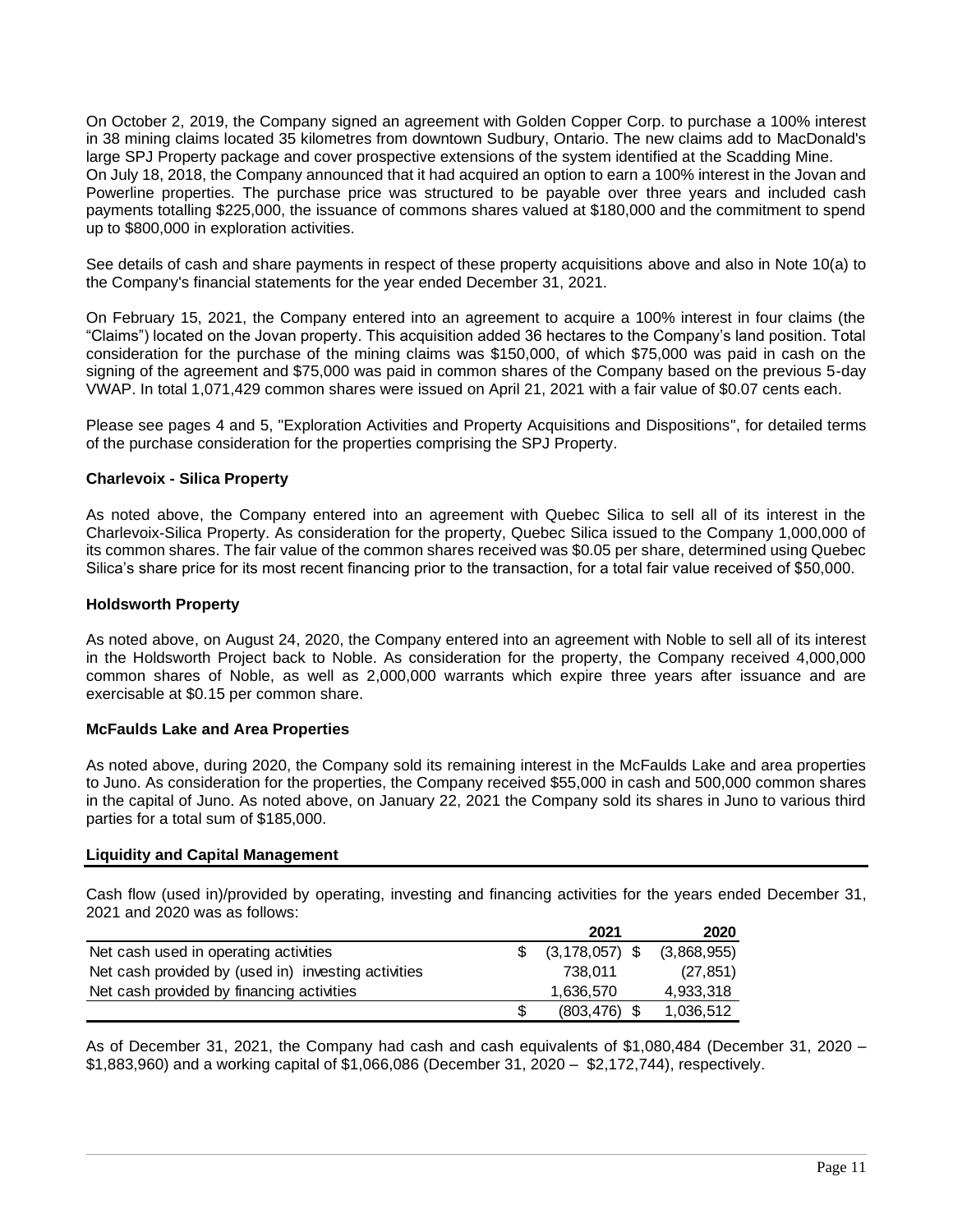On October 2, 2019, the Company signed an agreement with Golden Copper Corp. to purchase a 100% interest in 38 mining claims located 35 kilometres from downtown Sudbury, Ontario. The new claims add to MacDonald's large SPJ Property package and cover prospective extensions of the system identified at the Scadding Mine.
On July 18, 2018, the Company announced that it had acquired an option to earn a 100% interest in the Jovan and Powerline properties. The purchase price was structured to be payable over three years and included cash payments totalling $225,000, the issuance of commons shares valued at $180,000 and the commitment to spend up to $800,000 in exploration activities.

See details of cash and share payments in respect of these property acquisitions above and also in Note 10(a) to the Company's financial statements for the year ended December 31, 2021.

On February 15, 2021, the Company entered into an agreement to acquire a 100% interest in four claims (the "Claims") located on the Jovan property. This acquisition added 36 hectares to the Company's land position. Total consideration for the purchase of the mining claims was $150,000, of which $75,000 was paid in cash on the signing of the agreement and $75,000 was paid in common shares of the Company based on the previous 5-day VWAP. In total 1,071,429 common shares were issued on April 21, 2021 with a fair value of $0.07 cents each.

Please see pages 4 and 5, "Exploration Activities and Property Acquisitions and Dispositions", for detailed terms of the purchase consideration for the properties comprising the SPJ Property.

**Charlevoix - Silica Property**

As noted above, the Company entered into an agreement with Quebec Silica to sell all of its interest in the Charlevoix-Silica Property. As consideration for the property, Quebec Silica issued to the Company 1,000,000 of its common shares. The fair value of the common shares received was $0.05 per share, determined using Quebec Silica's share price for its most recent financing prior to the transaction, for a total fair value received of $50,000.

**Holdsworth Property**

As noted above, on August 24, 2020, the Company entered into an agreement with Noble to sell all of its interest in the Holdsworth Project back to Noble. As consideration for the property, the Company received 4,000,000 common shares of Noble, as well as 2,000,000 warrants which expire three years after issuance and are exercisable at $0.15 per common share.

**McFaulds Lake and Area Properties**

As noted above, during 2020, the Company sold its remaining interest in the McFaulds Lake and area properties to Juno. As consideration for the properties, the Company received $55,000 in cash and 500,000 common shares in the capital of Juno. As noted above, on January 22, 2021 the Company sold its shares in Juno to various third parties for a total sum of $185,000.

**Liquidity and Capital Management**

Cash flow (used in)/provided by operating, investing and financing activities for the years ended December 31, 2021 and 2020 was as follows:

| | 2021 | 2020 |
|---|---|---|
| Net cash used in operating activities | $ (3,178,057) | $ (3,868,955) |
| Net cash provided by (used in) investing activities | 738,011 | (27,851) |
| Net cash provided by financing activities | 1,636,570 | 4,933,318 |
| | $ (803,476) | $ 1,036,512 |

As of December 31, 2021, the Company had cash and cash equivalents of $1,080,484 (December 31, 2020 – $1,883,960) and a working capital of $1,066,086 (December 31, 2020 – $2,172,744), respectively.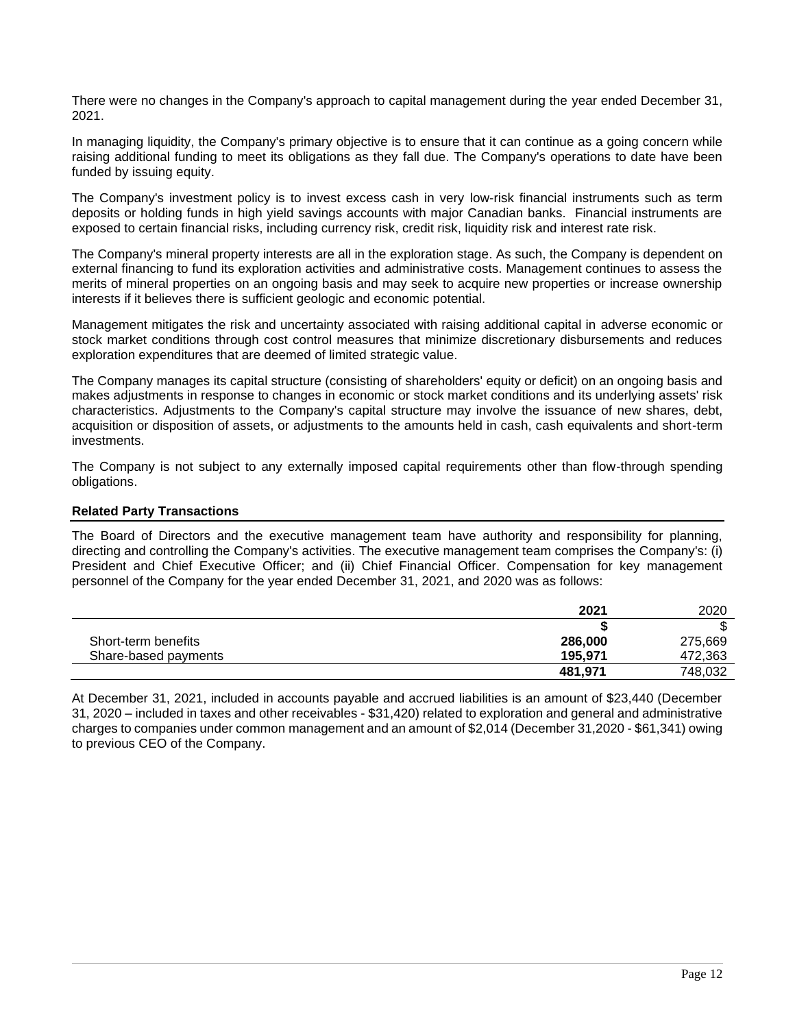There were no changes in the Company's approach to capital management during the year ended December 31, 2021.

In managing liquidity, the Company's primary objective is to ensure that it can continue as a going concern while raising additional funding to meet its obligations as they fall due. The Company's operations to date have been funded by issuing equity.

The Company's investment policy is to invest excess cash in very low-risk financial instruments such as term deposits or holding funds in high yield savings accounts with major Canadian banks. Financial instruments are exposed to certain financial risks, including currency risk, credit risk, liquidity risk and interest rate risk.

The Company's mineral property interests are all in the exploration stage. As such, the Company is dependent on external financing to fund its exploration activities and administrative costs. Management continues to assess the merits of mineral properties on an ongoing basis and may seek to acquire new properties or increase ownership interests if it believes there is sufficient geologic and economic potential.

Management mitigates the risk and uncertainty associated with raising additional capital in adverse economic or stock market conditions through cost control measures that minimize discretionary disbursements and reduces exploration expenditures that are deemed of limited strategic value.

The Company manages its capital structure (consisting of shareholders' equity or deficit) on an ongoing basis and makes adjustments in response to changes in economic or stock market conditions and its underlying assets' risk characteristics. Adjustments to the Company's capital structure may involve the issuance of new shares, debt, acquisition or disposition of assets, or adjustments to the amounts held in cash, cash equivalents and short-term investments.

The Company is not subject to any externally imposed capital requirements other than flow-through spending obligations.

## Related Party Transactions

The Board of Directors and the executive management team have authority and responsibility for planning, directing and controlling the Company's activities. The executive management team comprises the Company's: (i) President and Chief Executive Officer; and (ii) Chief Financial Officer. Compensation for key management personnel of the Company for the year ended December 31, 2021, and 2020 was as follows:

| | **2021** | 2020 |
|---|---|---|
| | **$** | $ |
| Short-term benefits | **286,000** | 275,669 |
| Share-based payments | **195,971** | 472,363 |
| | **481,971** | 748,032 |

At December 31, 2021, included in accounts payable and accrued liabilities is an amount of $23,440 (December 31, 2020 – included in taxes and other receivables - $31,420) related to exploration and general and administrative charges to companies under common management and an amount of $2,014 (December 31,2020 - $61,341) owing to previous CEO of the Company.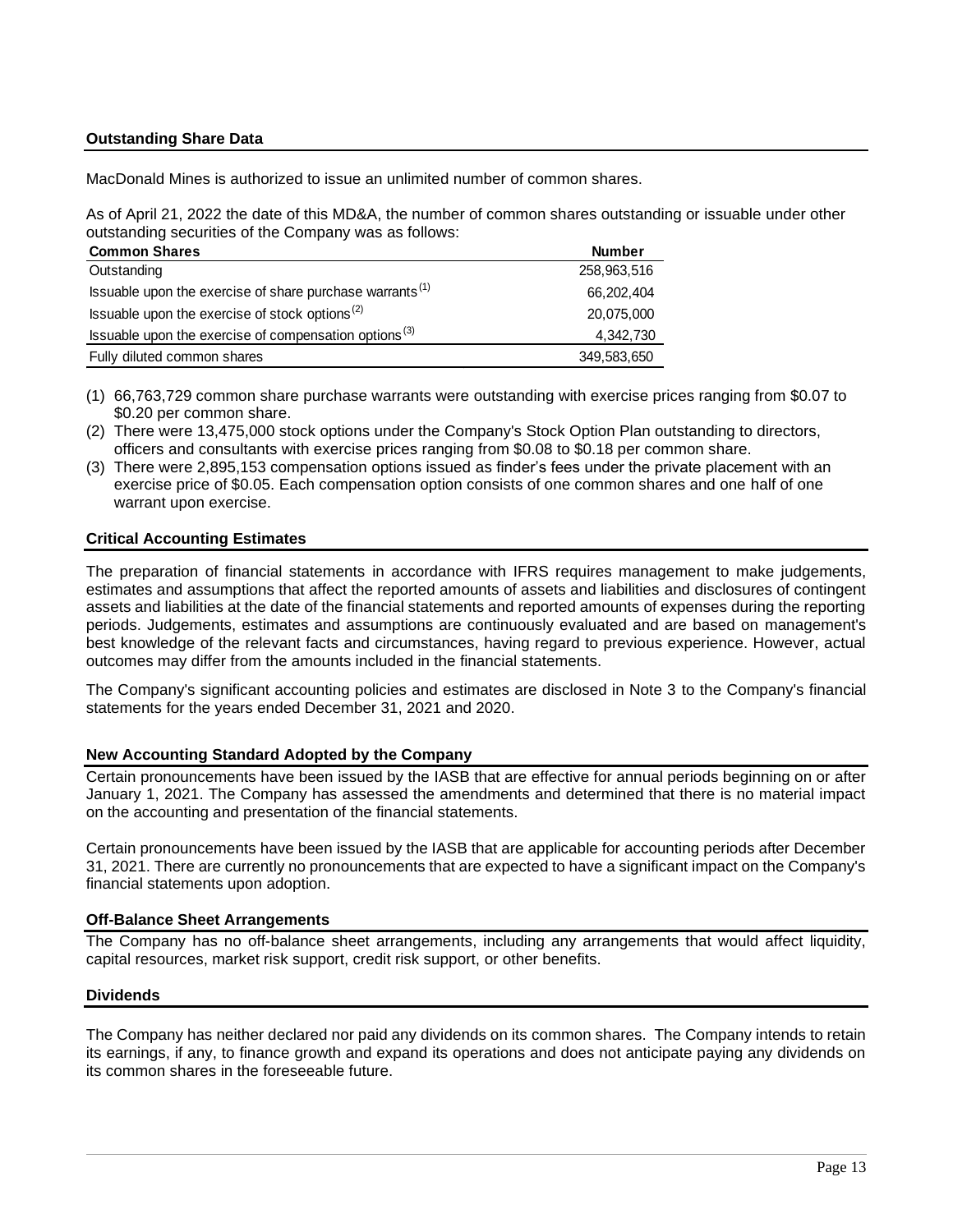## Outstanding Share Data

MacDonald Mines is authorized to issue an unlimited number of common shares.

As of April 21, 2022 the date of this MD&A, the number of common shares outstanding or issuable under other outstanding securities of the Company was as follows:

| Common Shares | Number |
|---|---|
| Outstanding | 258,963,516 |
| Issuable upon the exercise of share purchase warrants (1) | 66,202,404 |
| Issuable upon the exercise of stock options (2) | 20,075,000 |
| Issuable upon the exercise of compensation options (3) | 4,342,730 |
| Fully diluted common shares | 349,583,650 |

(1) 66,763,729 common share purchase warrants were outstanding with exercise prices ranging from $0.07 to $0.20 per common share.
(2) There were 13,475,000 stock options under the Company's Stock Option Plan outstanding to directors, officers and consultants with exercise prices ranging from $0.08 to $0.18 per common share.
(3) There were 2,895,153 compensation options issued as finder's fees under the private placement with an exercise price of $0.05. Each compensation option consists of one common shares and one half of one warrant upon exercise.

## Critical Accounting Estimates

The preparation of financial statements in accordance with IFRS requires management to make judgements, estimates and assumptions that affect the reported amounts of assets and liabilities and disclosures of contingent assets and liabilities at the date of the financial statements and reported amounts of expenses during the reporting periods. Judgements, estimates and assumptions are continuously evaluated and are based on management's best knowledge of the relevant facts and circumstances, having regard to previous experience. However, actual outcomes may differ from the amounts included in the financial statements.

The Company's significant accounting policies and estimates are disclosed in Note 3 to the Company's financial statements for the years ended December 31, 2021 and 2020.

## New Accounting Standard Adopted by the Company

Certain pronouncements have been issued by the IASB that are effective for annual periods beginning on or after January 1, 2021. The Company has assessed the amendments and determined that there is no material impact on the accounting and presentation of the financial statements.

Certain pronouncements have been issued by the IASB that are applicable for accounting periods after December 31, 2021. There are currently no pronouncements that are expected to have a significant impact on the Company's financial statements upon adoption.

## Off-Balance Sheet Arrangements

The Company has no off-balance sheet arrangements, including any arrangements that would affect liquidity, capital resources, market risk support, credit risk support, or other benefits.

## Dividends

The Company has neither declared nor paid any dividends on its common shares. The Company intends to retain its earnings, if any, to finance growth and expand its operations and does not anticipate paying any dividends on its common shares in the foreseeable future.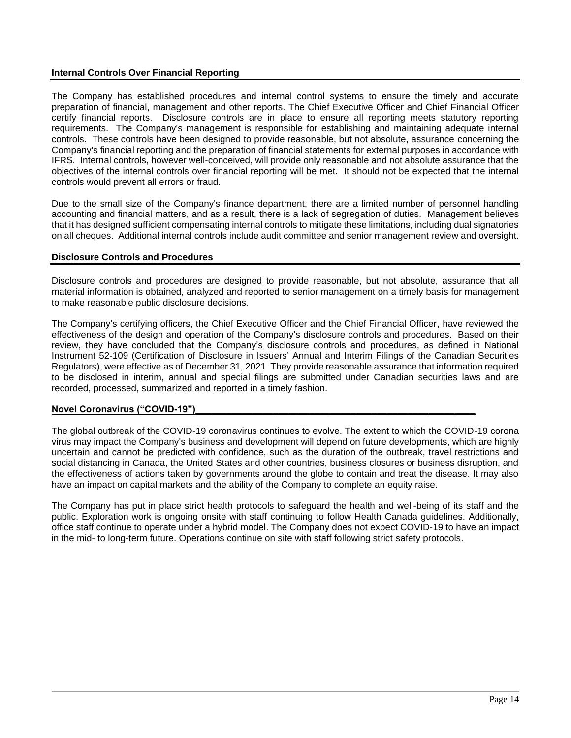## Internal Controls Over Financial Reporting

The Company has established procedures and internal control systems to ensure the timely and accurate preparation of financial, management and other reports. The Chief Executive Officer and Chief Financial Officer certify financial reports. Disclosure controls are in place to ensure all reporting meets statutory reporting requirements. The Company's management is responsible for establishing and maintaining adequate internal controls. These controls have been designed to provide reasonable, but not absolute, assurance concerning the Company's financial reporting and the preparation of financial statements for external purposes in accordance with IFRS. Internal controls, however well-conceived, will provide only reasonable and not absolute assurance that the objectives of the internal controls over financial reporting will be met. It should not be expected that the internal controls would prevent all errors or fraud.

Due to the small size of the Company's finance department, there are a limited number of personnel handling accounting and financial matters, and as a result, there is a lack of segregation of duties. Management believes that it has designed sufficient compensating internal controls to mitigate these limitations, including dual signatories on all cheques. Additional internal controls include audit committee and senior management review and oversight.

## Disclosure Controls and Procedures

Disclosure controls and procedures are designed to provide reasonable, but not absolute, assurance that all material information is obtained, analyzed and reported to senior management on a timely basis for management to make reasonable public disclosure decisions.

The Company's certifying officers, the Chief Executive Officer and the Chief Financial Officer, have reviewed the effectiveness of the design and operation of the Company's disclosure controls and procedures. Based on their review, they have concluded that the Company's disclosure controls and procedures, as defined in National Instrument 52-109 (Certification of Disclosure in Issuers' Annual and Interim Filings of the Canadian Securities Regulators), were effective as of December 31, 2021. They provide reasonable assurance that information required to be disclosed in interim, annual and special filings are submitted under Canadian securities laws and are recorded, processed, summarized and reported in a timely fashion.

## Novel Coronavirus ("COVID-19")

The global outbreak of the COVID-19 coronavirus continues to evolve. The extent to which the COVID-19 corona virus may impact the Company's business and development will depend on future developments, which are highly uncertain and cannot be predicted with confidence, such as the duration of the outbreak, travel restrictions and social distancing in Canada, the United States and other countries, business closures or business disruption, and the effectiveness of actions taken by governments around the globe to contain and treat the disease. It may also have an impact on capital markets and the ability of the Company to complete an equity raise.

The Company has put in place strict health protocols to safeguard the health and well-being of its staff and the public. Exploration work is ongoing onsite with staff continuing to follow Health Canada guidelines. Additionally, office staff continue to operate under a hybrid model. The Company does not expect COVID-19 to have an impact in the mid- to long-term future. Operations continue on site with staff following strict safety protocols.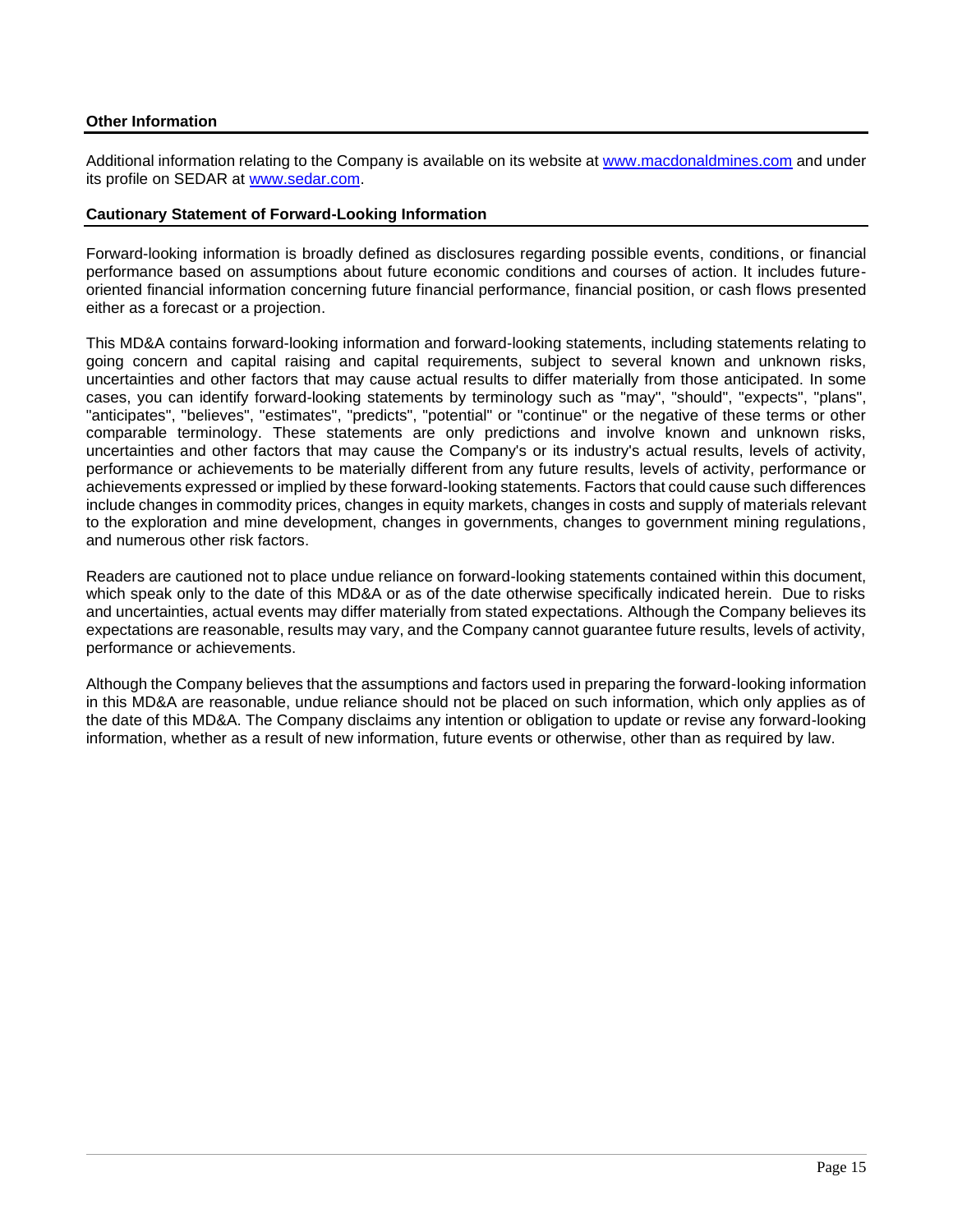**Other Information**

Additional information relating to the Company is available on its website at www.macdonaldmines.com and under its profile on SEDAR at www.sedar.com.

**Cautionary Statement of Forward-Looking Information**

Forward-looking information is broadly defined as disclosures regarding possible events, conditions, or financial performance based on assumptions about future economic conditions and courses of action. It includes future-oriented financial information concerning future financial performance, financial position, or cash flows presented either as a forecast or a projection.

This MD&A contains forward-looking information and forward-looking statements, including statements relating to going concern and capital raising and capital requirements, subject to several known and unknown risks, uncertainties and other factors that may cause actual results to differ materially from those anticipated. In some cases, you can identify forward-looking statements by terminology such as "may", "should", "expects", "plans", "anticipates", "believes", "estimates", "predicts", "potential" or "continue" or the negative of these terms or other comparable terminology. These statements are only predictions and involve known and unknown risks, uncertainties and other factors that may cause the Company's or its industry's actual results, levels of activity, performance or achievements to be materially different from any future results, levels of activity, performance or achievements expressed or implied by these forward-looking statements. Factors that could cause such differences include changes in commodity prices, changes in equity markets, changes in costs and supply of materials relevant to the exploration and mine development, changes in governments, changes to government mining regulations, and numerous other risk factors.

Readers are cautioned not to place undue reliance on forward-looking statements contained within this document, which speak only to the date of this MD&A or as of the date otherwise specifically indicated herein. Due to risks and uncertainties, actual events may differ materially from stated expectations. Although the Company believes its expectations are reasonable, results may vary, and the Company cannot guarantee future results, levels of activity, performance or achievements.

Although the Company believes that the assumptions and factors used in preparing the forward-looking information in this MD&A are reasonable, undue reliance should not be placed on such information, which only applies as of the date of this MD&A. The Company disclaims any intention or obligation to update or revise any forward-looking information, whether as a result of new information, future events or otherwise, other than as required by law.